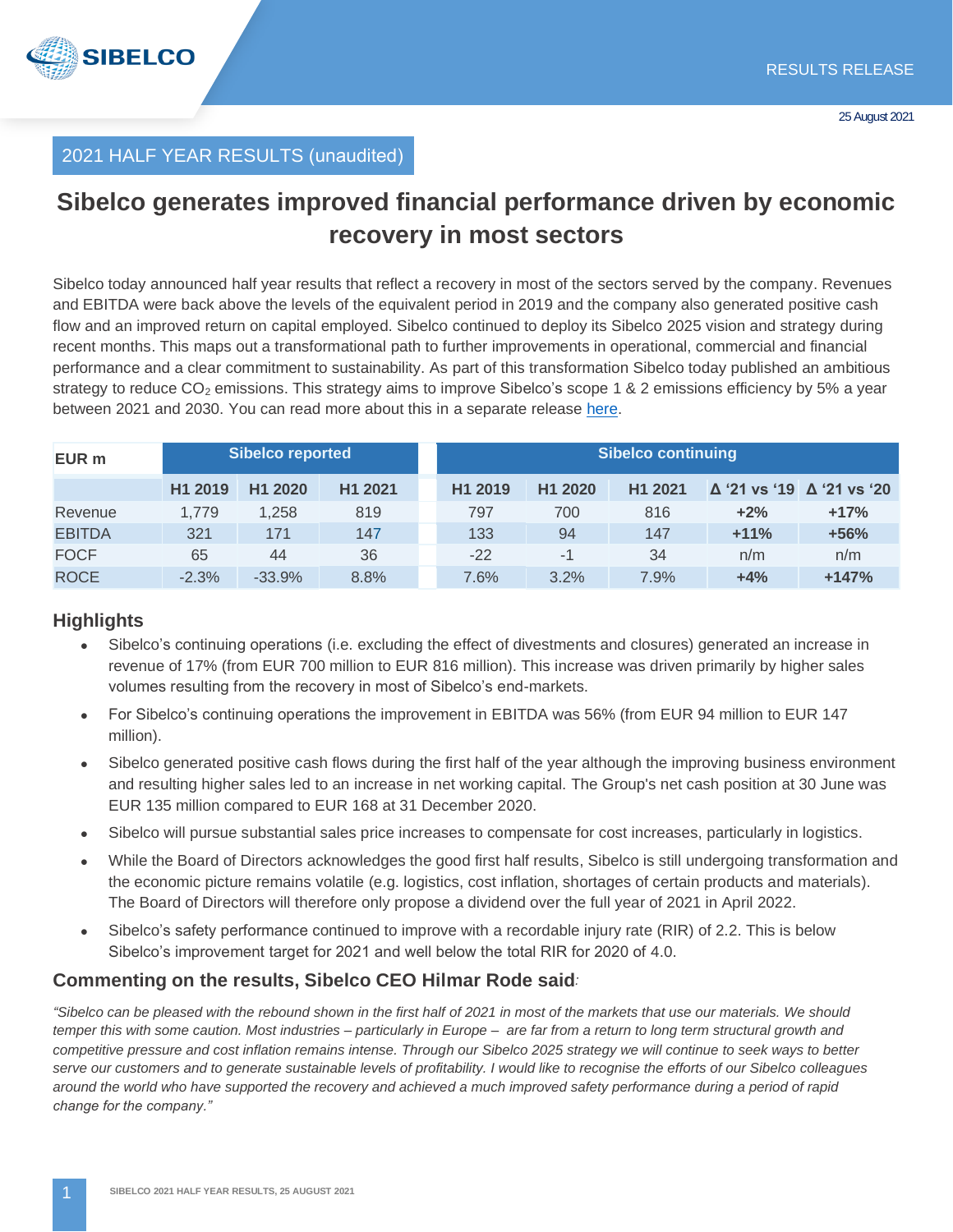RESULTS RELEASE

25 August 2021

2021 HALF YEAR RESULTS (unaudited)

# Sibelco generates improved financial performance driven by economic recovery in most sectors

Sibelco today announced half year results that reflect a recovery in most of the sectors served by the company. Revenues and EBITDA were back above the levels of the equivalent period in 2019 and the company also generated positive cash flow and an improved return on capital employed. Sibelco continued to deploy its Sibelco 2025 vision and strategy during recent months. This maps out a transformational path to further improvements in operational, commercial and financial performance and a clear commitment to sustainability. As part of this transformation Sibelco today published an ambitious strategy to reduce $CO_2$ emissions. This strategy aims to improve Sibelco's scope 1 & 2 emissions efficiency by 5% a year between 2021 and 2030. You can read more about this in a separate release here.

| EUR m | Sibelco reported | | | Sibelco continuing | | | | |
|---|---|---|---|---|---|---|---|---|
| | H1 2019 | H1 2020 | H1 2021 | H1 2019 | H1 2020 | H1 2021 | Δ '21 vs '19 | Δ '21 vs '20 |
| Revenue | 1,779 | 1,258 | 819 | 797 | 700 | 816 | **+2%** | **+17%** |
| EBITDA | 321 | 171 | 147 | 133 | 94 | 147 | **+11%** | **+56%** |
| FOCF | 65 | 44 | 36 | -22 | -1 | 34 | n/m | n/m |
| ROCE | -2.3% | -33.9% | 8.8% | 7.6% | 3.2% | 7.9% | **+4%** | **+147%** |

## Highlights

- Sibelco's continuing operations (i.e. excluding the effect of divestments and closures) generated an increase in revenue of 17% (from EUR 700 million to EUR 816 million). This increase was driven primarily by higher sales volumes resulting from the recovery in most of Sibelco's end-markets.
- For Sibelco's continuing operations the improvement in EBITDA was 56% (from EUR 94 million to EUR 147 million).
- Sibelco generated positive cash flows during the first half of the year although the improving business environment and resulting higher sales led to an increase in net working capital. The Group's net cash position at 30 June was EUR 135 million compared to EUR 168 at 31 December 2020.
- Sibelco will pursue substantial sales price increases to compensate for cost increases, particularly in logistics.
- While the Board of Directors acknowledges the good first half results, Sibelco is still undergoing transformation and the economic picture remains volatile (e.g. logistics, cost inflation, shortages of certain products and materials). The Board of Directors will therefore only propose a dividend over the full year of 2021 in April 2022.
- Sibelco's safety performance continued to improve with a recordable injury rate (RIR) of 2.2. This is below Sibelco's improvement target for 2021 and well below the total RIR for 2020 of 4.0.

## Commenting on the results, Sibelco CEO Hilmar Rode said:

*"Sibelco can be pleased with the rebound shown in the first half of 2021 in most of the markets that use our materials. We should temper this with some caution. Most industries – particularly in Europe – are far from a return to long term structural growth and competitive pressure and cost inflation remains intense. Through our Sibelco 2025 strategy we will continue to seek ways to better serve our customers and to generate sustainable levels of profitability. I would like to recognise the efforts of our Sibelco colleagues around the world who have supported the recovery and achieved a much improved safety performance during a period of rapid change for the company."*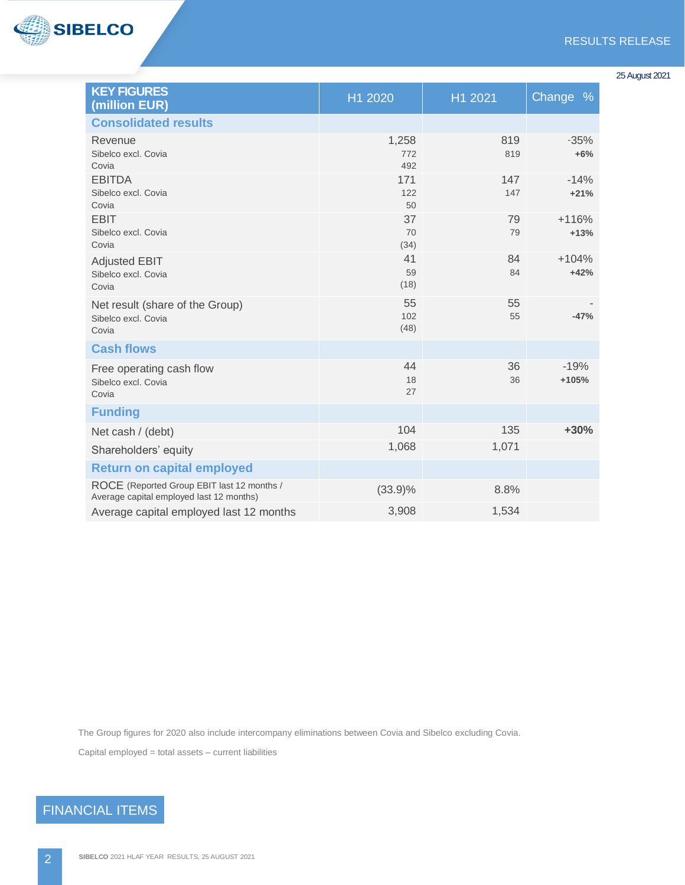| KEY FIGURES (million EUR) | H1 2020 | H1 2021 | Change % |
|---|---|---|---|
| **Consolidated results** | | | |
| Revenue | 1,258 | 819 | -35% |
| Sibelco excl. Covia | 772 | 819 | **+6%** |
| Covia | 492 | | |
| EBITDA | 171 | 147 | -14% |
| Sibelco excl. Covia | 122 | 147 | **+21%** |
| Covia | 50 | | |
| EBIT | 37 | 79 | +116% |
| Sibelco excl. Covia | 70 | 79 | **+13%** |
| Covia | (34) | | |
| Adjusted EBIT | 41 | 84 | +104% |
| Sibelco excl. Covia | 59 | 84 | **+42%** |
| Covia | (18) | | |
| Net result (share of the Group) | 55 | 55 | - |
| Sibelco excl. Covia | 102 | 55 | **-47%** |
| Covia | (48) | | |
| **Cash flows** | | | |
| Free operating cash flow | 44 | 36 | -19% |
| Sibelco excl. Covia | 18 | 36 | **+105%** |
| Covia | 27 | | |
| **Funding** | | | |
| Net cash / (debt) | 104 | 135 | **+30%** |
| Shareholders' equity | 1,068 | 1,071 | |
| **Return on capital employed** | | | |
| ROCE (Reported Group EBIT last 12 months / Average capital employed last 12 months) | (33.9)% | 8.8% | |
| Average capital employed last 12 months | 3,908 | 1,534 | |

The Group figures for 2020 also include intercompany eliminations between Covia and Sibelco excluding Covia.

Capital employed = total assets – current liabilities

## FINANCIAL ITEMS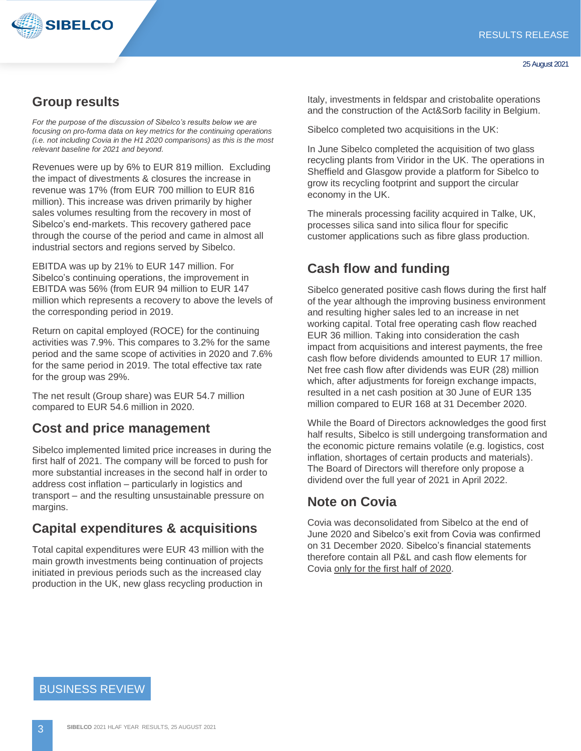## Group results

*For the purpose of the discussion of Sibelco's results below we are focusing on pro-forma data on key metrics for the continuing operations (i.e. not including Covia in the H1 2020 comparisons) as this is the most relevant baseline for 2021 and beyond.*

Revenues were up by 6% to EUR 819 million. Excluding the impact of divestments & closures the increase in revenue was 17% (from EUR 700 million to EUR 816 million). This increase was driven primarily by higher sales volumes resulting from the recovery in most of Sibelco's end-markets. This recovery gathered pace through the course of the period and came in almost all industrial sectors and regions served by Sibelco.

EBITDA was up by 21% to EUR 147 million. For Sibelco's continuing operations, the improvement in EBITDA was 56% (from EUR 94 million to EUR 147 million which represents a recovery to above the levels of the corresponding period in 2019.

Return on capital employed (ROCE) for the continuing activities was 7.9%. This compares to 3.2% for the same period and the same scope of activities in 2020 and 7.6% for the same period in 2019. The total effective tax rate for the group was 29%.

The net result (Group share) was EUR 54.7 million compared to EUR 54.6 million in 2020.

## Cost and price management

Sibelco implemented limited price increases in during the first half of 2021. The company will be forced to push for more substantial increases in the second half in order to address cost inflation – particularly in logistics and transport – and the resulting unsustainable pressure on margins.

## Capital expenditures & acquisitions

Total capital expenditures were EUR 43 million with the main growth investments being continuation of projects initiated in previous periods such as the increased clay production in the UK, new glass recycling production in Italy, investments in feldspar and cristobalite operations and the construction of the Act&Sorb facility in Belgium.

Sibelco completed two acquisitions in the UK:

In June Sibelco completed the acquisition of two glass recycling plants from Viridor in the UK. The operations in Sheffield and Glasgow provide a platform for Sibelco to grow its recycling footprint and support the circular economy in the UK.

The minerals processing facility acquired in Talke, UK, processes silica sand into silica flour for specific customer applications such as fibre glass production.

## Cash flow and funding

Sibelco generated positive cash flows during the first half of the year although the improving business environment and resulting higher sales led to an increase in net working capital. Total free operating cash flow reached EUR 36 million. Taking into consideration the cash impact from acquisitions and interest payments, the free cash flow before dividends amounted to EUR 17 million. Net free cash flow after dividends was EUR (28) million which, after adjustments for foreign exchange impacts, resulted in a net cash position at 30 June of EUR 135 million compared to EUR 168 at 31 December 2020.

While the Board of Directors acknowledges the good first half results, Sibelco is still undergoing transformation and the economic picture remains volatile (e.g. logistics, cost inflation, shortages of certain products and materials). The Board of Directors will therefore only propose a dividend over the full year of 2021 in April 2022.

## Note on Covia

Covia was deconsolidated from Sibelco at the end of June 2020 and Sibelco's exit from Covia was confirmed on 31 December 2020. Sibelco's financial statements therefore contain all P&L and cash flow elements for Covia <u>only for the first half of 2020</u>.

BUSINESS REVIEW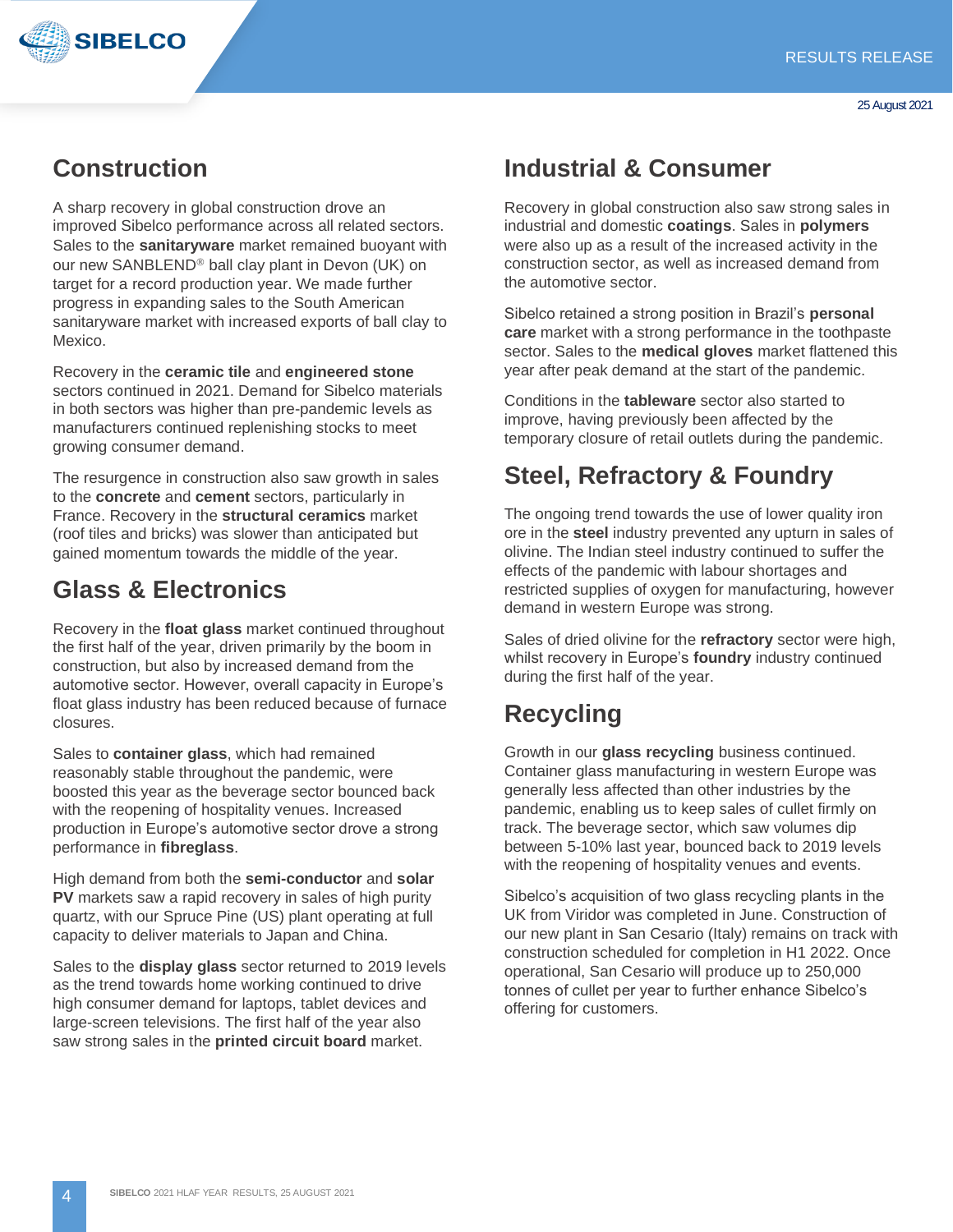## Construction

A sharp recovery in global construction drove an improved Sibelco performance across all related sectors. Sales to the **sanitaryware** market remained buoyant with our new SANBLEND® ball clay plant in Devon (UK) on target for a record production year. We made further progress in expanding sales to the South American sanitaryware market with increased exports of ball clay to Mexico.

Recovery in the **ceramic tile** and **engineered stone** sectors continued in 2021. Demand for Sibelco materials in both sectors was higher than pre-pandemic levels as manufacturers continued replenishing stocks to meet growing consumer demand.

The resurgence in construction also saw growth in sales to the **concrete** and **cement** sectors, particularly in France. Recovery in the **structural ceramics** market (roof tiles and bricks) was slower than anticipated but gained momentum towards the middle of the year.

## Glass & Electronics

Recovery in the **float glass** market continued throughout the first half of the year, driven primarily by the boom in construction, but also by increased demand from the automotive sector. However, overall capacity in Europe's float glass industry has been reduced because of furnace closures.

Sales to **container glass**, which had remained reasonably stable throughout the pandemic, were boosted this year as the beverage sector bounced back with the reopening of hospitality venues. Increased production in Europe's automotive sector drove a strong performance in **fibreglass**.

High demand from both the **semi-conductor** and **solar PV** markets saw a rapid recovery in sales of high purity quartz, with our Spruce Pine (US) plant operating at full capacity to deliver materials to Japan and China.

Sales to the **display glass** sector returned to 2019 levels as the trend towards home working continued to drive high consumer demand for laptops, tablet devices and large-screen televisions. The first half of the year also saw strong sales in the **printed circuit board** market.

## Industrial & Consumer

Recovery in global construction also saw strong sales in industrial and domestic **coatings**. Sales in **polymers** were also up as a result of the increased activity in the construction sector, as well as increased demand from the automotive sector.

Sibelco retained a strong position in Brazil's **personal care** market with a strong performance in the toothpaste sector. Sales to the **medical gloves** market flattened this year after peak demand at the start of the pandemic.

Conditions in the **tableware** sector also started to improve, having previously been affected by the temporary closure of retail outlets during the pandemic.

## Steel, Refractory & Foundry

The ongoing trend towards the use of lower quality iron ore in the **steel** industry prevented any upturn in sales of olivine. The Indian steel industry continued to suffer the effects of the pandemic with labour shortages and restricted supplies of oxygen for manufacturing, however demand in western Europe was strong.

Sales of dried olivine for the **refractory** sector were high, whilst recovery in Europe's **foundry** industry continued during the first half of the year.

## Recycling

Growth in our **glass recycling** business continued. Container glass manufacturing in western Europe was generally less affected than other industries by the pandemic, enabling us to keep sales of cullet firmly on track. The beverage sector, which saw volumes dip between 5-10% last year, bounced back to 2019 levels with the reopening of hospitality venues and events.

Sibelco's acquisition of two glass recycling plants in the UK from Viridor was completed in June. Construction of our new plant in San Cesario (Italy) remains on track with construction scheduled for completion in H1 2022. Once operational, San Cesario will produce up to 250,000 tonnes of cullet per year to further enhance Sibelco's offering for customers.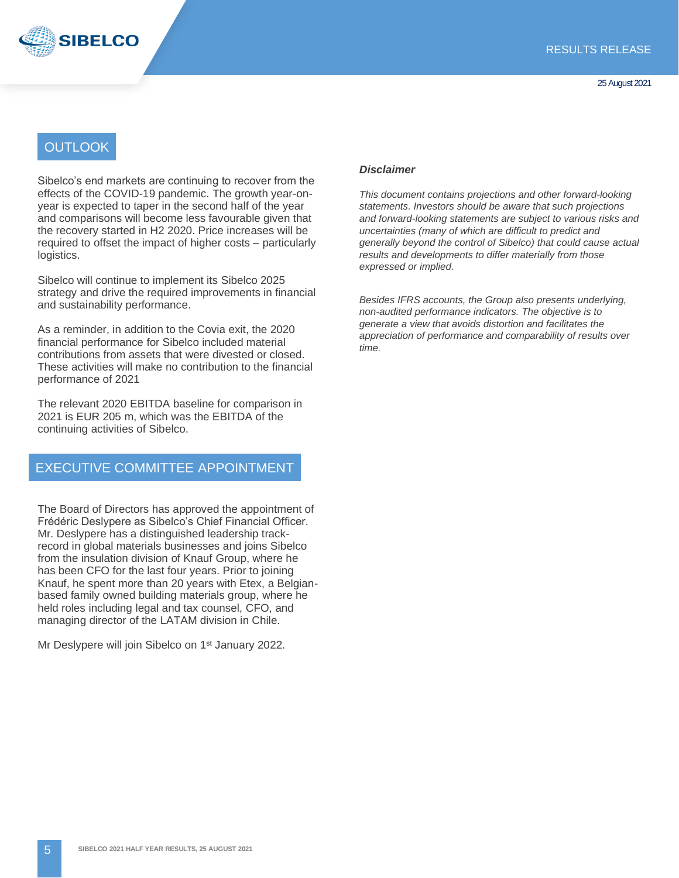## OUTLOOK

Sibelco's end markets are continuing to recover from the effects of the COVID-19 pandemic. The growth year-on-year is expected to taper in the second half of the year and comparisons will become less favourable given that the recovery started in H2 2020. Price increases will be required to offset the impact of higher costs – particularly logistics.

Sibelco will continue to implement its Sibelco 2025 strategy and drive the required improvements in financial and sustainability performance.

As a reminder, in addition to the Covia exit, the 2020 financial performance for Sibelco included material contributions from assets that were divested or closed. These activities will make no contribution to the financial performance of 2021

The relevant 2020 EBITDA baseline for comparison in 2021 is EUR 205 m, which was the EBITDA of the continuing activities of Sibelco.

## EXECUTIVE COMMITTEE APPOINTMENT

The Board of Directors has approved the appointment of Frédéric Deslypere as Sibelco's Chief Financial Officer. Mr. Deslypere has a distinguished leadership track-record in global materials businesses and joins Sibelco from the insulation division of Knauf Group, where he has been CFO for the last four years. Prior to joining Knauf, he spent more than 20 years with Etex, a Belgian-based family owned building materials group, where he held roles including legal and tax counsel, CFO, and managing director of the LATAM division in Chile.

Mr Deslypere will join Sibelco on 1st January 2022.

***Disclaimer***

*This document contains projections and other forward-looking statements. Investors should be aware that such projections and forward-looking statements are subject to various risks and uncertainties (many of which are difficult to predict and generally beyond the control of Sibelco) that could cause actual results and developments to differ materially from those expressed or implied.*

*Besides IFRS accounts, the Group also presents underlying, non-audited performance indicators. The objective is to generate a view that avoids distortion and facilitates the appreciation of performance and comparability of results over time.*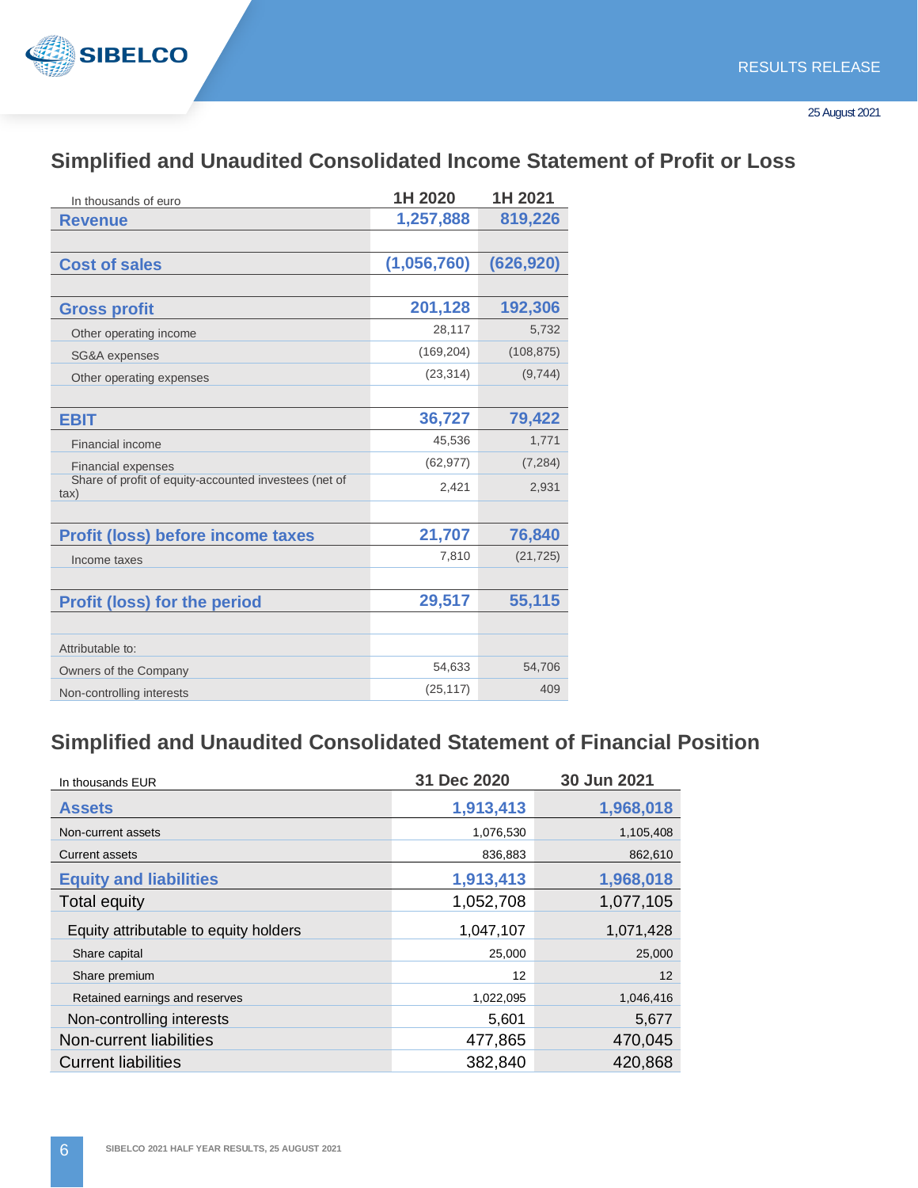## Simplified and Unaudited Consolidated Income Statement of Profit or Loss

| In thousands of euro | 1H 2020 | 1H 2021 |
|---|---|---|
| **Revenue** | **1,257,888** | **819,226** |
| | | |
| **Cost of sales** | **(1,056,760)** | **(626,920)** |
| | | |
| **Gross profit** | **201,128** | **192,306** |
| Other operating income | 28,117 | 5,732 |
| SG&A expenses | (169,204) | (108,875) |
| Other operating expenses | (23,314) | (9,744) |
| | | |
| **EBIT** | **36,727** | **79,422** |
| Financial income | 45,536 | 1,771 |
| Financial expenses | (62,977) | (7,284) |
| Share of profit of equity-accounted investees (net of tax) | 2,421 | 2,931 |
| | | |
| **Profit (loss) before income taxes** | **21,707** | **76,840** |
| Income taxes | 7,810 | (21,725) |
| | | |
| **Profit (loss) for the period** | **29,517** | **55,115** |
| | | |
| Attributable to: | | |
| Owners of the Company | 54,633 | 54,706 |
| Non-controlling interests | (25,117) | 409 |

## Simplified and Unaudited Consolidated Statement of Financial Position

| In thousands EUR | 31 Dec 2020 | 30 Jun 2021 |
|---|---|---|
| **Assets** | **1,913,413** | **1,968,018** |
| Non-current assets | 1,076,530 | 1,105,408 |
| Current assets | 836,883 | 862,610 |
| **Equity and liabilities** | **1,913,413** | **1,968,018** |
| Total equity | 1,052,708 | 1,077,105 |
| Equity attributable to equity holders | 1,047,107 | 1,071,428 |
| Share capital | 25,000 | 25,000 |
| Share premium | 12 | 12 |
| Retained earnings and reserves | 1,022,095 | 1,046,416 |
| Non-controlling interests | 5,601 | 5,677 |
| Non-current liabilities | 477,865 | 470,045 |
| Current liabilities | 382,840 | 420,868 |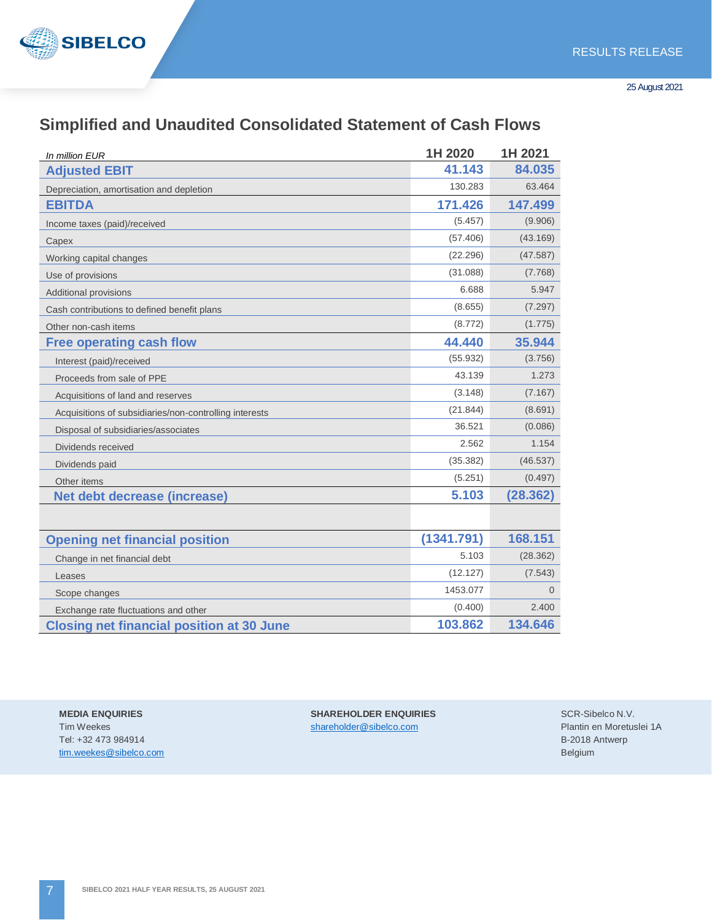## Simplified and Unaudited Consolidated Statement of Cash Flows

| *In million EUR* | 1H 2020 | 1H 2021 |
|---|---|---|
| **Adjusted EBIT** | **41.143** | **84.035** |
| Depreciation, amortisation and depletion | 130.283 | 63.464 |
| **EBITDA** | **171.426** | **147.499** |
| Income taxes (paid)/received | (5.457) | (9.906) |
| Capex | (57.406) | (43.169) |
| Working capital changes | (22.296) | (47.587) |
| Use of provisions | (31.088) | (7.768) |
| Additional provisions | 6.688 | 5.947 |
| Cash contributions to defined benefit plans | (8.655) | (7.297) |
| Other non-cash items | (8.772) | (1.775) |
| **Free operating cash flow** | **44.440** | **35.944** |
| Interest (paid)/received | (55.932) | (3.756) |
| Proceeds from sale of PPE | 43.139 | 1.273 |
| Acquisitions of land and reserves | (3.148) | (7.167) |
| Acquisitions of subsidiaries/non-controlling interests | (21.844) | (8.691) |
| Disposal of subsidiaries/associates | 36.521 | (0.086) |
| Dividends received | 2.562 | 1.154 |
| Dividends paid | (35.382) | (46.537) |
| Other items | (5.251) | (0.497) |
| **Net debt decrease (increase)** | **5.103** | **(28.362)** |
| | | |
| **Opening net financial position** | **(1341.791)** | **168.151** |
| Change in net financial debt | 5.103 | (28.362) |
| Leases | (12.127) | (7.543) |
| Scope changes | 1453.077 | 0 |
| Exchange rate fluctuations and other | (0.400) | 2.400 |
| **Closing net financial position at 30 June** | **103.862** | **134.646** |

**MEDIA ENQUIRIES**
Tim Weekes
Tel: +32 473 984914
tim.weekes@sibelco.com

**SHAREHOLDER ENQUIRIES**
shareholder@sibelco.com

SCR-Sibelco N.V.
Plantin en Moretuslei 1A
B-2018 Antwerp
Belgium